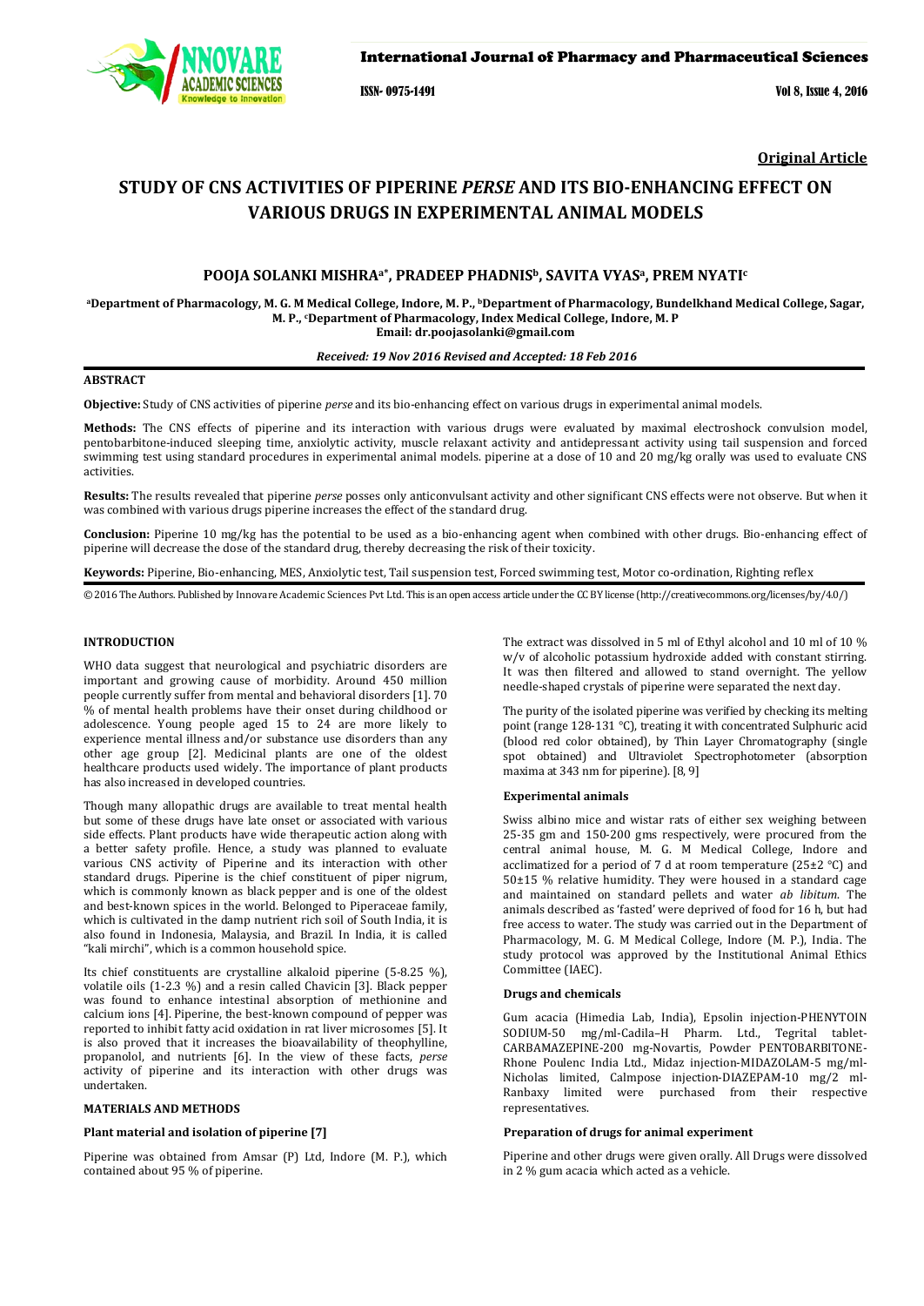**Original Article**

# STUDY OF CNS ACTIVITIES OF PIPERINE *PERSE* AND ITS BIO-ENHANCING EFFECT ON VARIOUS DRUGS IN EXPERIMENTAL ANIMAL MODELS

**POOJA SOLANKI MISHRA[a*], PRADEEP PHADNIS[b], SAVITA VYAS[a], PREM NYATI[c]**

**[a]Department of Pharmacology, M. G. M Medical College, Indore, M. P., [b]Department of Pharmacology, Bundelkhand Medical College, Sagar, M. P., [c]Department of Pharmacology, Index Medical College, Indore, M. P**
**Email: dr.poojasolanki@gmail.com**

***Received: 19 Nov 2016 Revised and Accepted: 18 Feb 2016***

## ABSTRACT

**Objective:** Study of CNS activities of piperine *perse* and its bio-enhancing effect on various drugs in experimental animal models.

**Methods:** The CNS effects of piperine and its interaction with various drugs were evaluated by maximal electroshock convulsion model, pentobarbitone-induced sleeping time, anxiolytic activity, muscle relaxant activity and antidepressant activity using tail suspension and forced swimming test using standard procedures in experimental animal models. piperine at a dose of 10 and 20 mg/kg orally was used to evaluate CNS activities.

**Results:** The results revealed that piperine *perse* posses only anticonvulsant activity and other significant CNS effects were not observe. But when it was combined with various drugs piperine increases the effect of the standard drug.

**Conclusion:** Piperine 10 mg/kg has the potential to be used as a bio-enhancing agent when combined with other drugs. Bio-enhancing effect of piperine will decrease the dose of the standard drug, thereby decreasing the risk of their toxicity.

**Keywords:** Piperine, Bio-enhancing, MES, Anxiolytic test, Tail suspension test, Forced swimming test, Motor co-ordination, Righting reflex

© 2016 The Authors. Published by Innovare Academic Sciences Pvt Ltd. This is an open access article under the CC BY license (http://creativecommons.org/licenses/by/4.0/)

## INTRODUCTION

WHO data suggest that neurological and psychiatric disorders are important and growing cause of morbidity. Around 450 million people currently suffer from mental and behavioral disorders [1]. 70 % of mental health problems have their onset during childhood or adolescence. Young people aged 15 to 24 are more likely to experience mental illness and/or substance use disorders than any other age group [2]. Medicinal plants are one of the oldest healthcare products used widely. The importance of plant products has also increased in developed countries.

Though many allopathic drugs are available to treat mental health but some of these drugs have late onset or associated with various side effects. Plant products have wide therapeutic action along with a better safety profile. Hence, a study was planned to evaluate various CNS activity of Piperine and its interaction with other standard drugs. Piperine is the chief constituent of piper nigrum, which is commonly known as black pepper and is one of the oldest and best-known spices in the world. Belonged to Piperaceae family, which is cultivated in the damp nutrient rich soil of South India, it is also found in Indonesia, Malaysia, and Brazil. In India, it is called "kali mirchi", which is a common household spice.

Its chief constituents are crystalline alkaloid piperine (5-8.25 %), volatile oils (1-2.3 %) and a resin called Chavicin [3]. Black pepper was found to enhance intestinal absorption of methionine and calcium ions [4]. Piperine, the best-known compound of pepper was reported to inhibit fatty acid oxidation in rat liver microsomes [5]. It is also proved that it increases the bioavailability of theophylline, propanolol, and nutrients [6]. In the view of these facts, *perse* activity of piperine and its interaction with other drugs was undertaken.

## MATERIALS AND METHODS

### Plant material and isolation of piperine [7]

Piperine was obtained from Amsar (P) Ltd, Indore (M. P.), which contained about 95 % of piperine.

The extract was dissolved in 5 ml of Ethyl alcohol and 10 ml of 10 % w/v of alcoholic potassium hydroxide added with constant stirring. It was then filtered and allowed to stand overnight. The yellow needle-shaped crystals of piperine were separated the next day.

The purity of the isolated piperine was verified by checking its melting point (range 128-131 °C), treating it with concentrated Sulphuric acid (blood red color obtained), by Thin Layer Chromatography (single spot obtained) and Ultraviolet Spectrophotometer (absorption maxima at 343 nm for piperine). [8, 9]

### Experimental animals

Swiss albino mice and wistar rats of either sex weighing between 25-35 gm and 150-200 gms respectively, were procured from the central animal house, M. G. M Medical College, Indore and acclimatized for a period of 7 d at room temperature (25±2 °C) and 50±15 % relative humidity. They were housed in a standard cage and maintained on standard pellets and water *ab libitum*. The animals described as 'fasted' were deprived of food for 16 h, but had free access to water. The study was carried out in the Department of Pharmacology, M. G. M Medical College, Indore (M. P.), India. The study protocol was approved by the Institutional Animal Ethics Committee (IAEC).

### Drugs and chemicals

Gum acacia (Himedia Lab, India), Epsolin injection-PHENYTOIN SODIUM-50 mg/ml-Cadila–H Pharm. Ltd., Tegrital tablet-CARBAMAZEPINE-200 mg-Novartis, Powder PENTOBARBITONE-Rhone Poulenc India Ltd., Midaz injection-MIDAZOLAM-5 mg/ml-Nicholas limited, Calmpose injection-DIAZEPAM-10 mg/2 ml-Ranbaxy limited were purchased from their respective representatives.

### Preparation of drugs for animal experiment

Piperine and other drugs were given orally. All Drugs were dissolved in 2 % gum acacia which acted as a vehicle.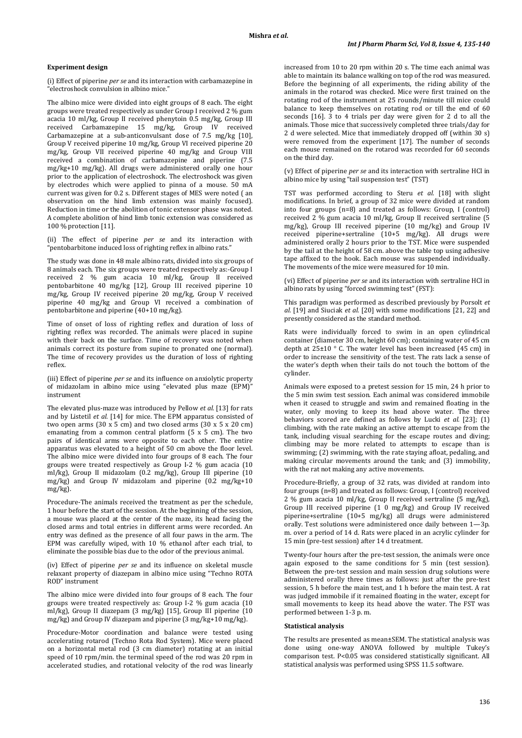**Experiment design**

(i) Effect of piperine *per se* and its interaction with carbamazepine in "electroshock convulsion in albino mice."

The albino mice were divided into eight groups of 8 each. The eight groups were treated respectively as under Group I received 2 % gum acacia 10 ml/kg, Group II received phenytoin 0.5 mg/kg, Group III received Carbamazepine 15 mg/kg, Group IV received Carbamazepine at a sub-anticonvulsant dose of 7.5 mg/kg [10], Group V received piperine 10 mg/kg, Group VI received piperine 20 mg/kg, Group VII received piperine 40 mg/kg and Group VIII received a combination of carbamazepine and piperine (7.5 mg/kg+10 mg/kg). All drugs were administered orally one hour prior to the application of electroshock. The electroshock was given by electrodes which were applied to pinna of a mouse. 50 mA current was given for 0.2 s. Different stages of MES were noted ( an observation on the hind limb extension was mainly focused). Reduction in time or the abolition of tonic extensor phase was noted. A complete abolition of hind limb tonic extension was considered as 100 % protection [11].

(ii) The effect of piperine *per se* and its interaction with "pentobarbitone induced loss of righting reflex in albino rats."

The study was done in 48 male albino rats, divided into six groups of 8 animals each. The six groups were treated respectively as:-Group I received 2 % gum acacia 10 ml/kg, Group II received pentobarbitone 40 mg/kg [12], Group III received piperine 10 mg/kg, Group IV received piperine 20 mg/kg, Group V received piperine 40 mg/kg and Group VI received a combination of pentobarbitone and piperine (40+10 mg/kg).

Time of onset of loss of righting reflex and duration of loss of righting reflex was recorded. The animals were placed in supine with their back on the surface. Time of recovery was noted when animals correct its posture from supine to pronated one (normal). The time of recovery provides us the duration of loss of righting reflex.

(iii) Effect of piperine *per se* and its influence on anxiolytic property of midazolam in albino mice using "elevated plus maze (EPM)" instrument

The elevated plus-maze was introduced by Pellow *et al.* [13] for rats and by Listetil *et al.* [14] for mice. The EPM apparatus consisted of two open arms (30 x 5 cm) and two closed arms (30 x 5 x 20 cm) emanating from a common central platform (5 x 5 cm). The two pairs of identical arms were opposite to each other. The entire apparatus was elevated to a height of 50 cm above the floor level. The albino mice were divided into four groups of 8 each. The four groups were treated respectively as Group I-2 % gum acacia (10 ml/kg), Group II midazolam (0.2 mg/kg), Group III piperine (10 mg/kg) and Group IV midazolam and piperine (0.2 mg/kg+10 mg/kg).

Procedure-The animals received the treatment as per the schedule, 1 hour before the start of the session. At the beginning of the session, a mouse was placed at the center of the maze, its head facing the closed arms and total entries in different arms were recorded. An entry was defined as the presence of all four paws in the arm. The EPM was carefully wiped, with 10 % ethanol after each trial, to eliminate the possible bias due to the odor of the previous animal.

(iv) Effect of piperine *per se* and its influence on skeletal muscle relaxant property of diazepam in albino mice using "Techno ROTA ROD" instrument

The albino mice were divided into four groups of 8 each. The four groups were treated respectively as: Group I-2 % gum acacia (10 ml/kg), Group II diazepam (3 mg/kg) [15], Group III piperine (10 mg/kg) and Group IV diazepam and piperine (3 mg/kg+10 mg/kg).

Procedure-Motor coordination and balance were tested using accelerating rotarod (Techno Rota Rod System). Mice were placed on a horizontal metal rod (3 cm diameter) rotating at an initial speed of 10 rpm/min. the terminal speed of the rod was 20 rpm in accelerated studies, and rotational velocity of the rod was linearly increased from 10 to 20 rpm within 20 s. The time each animal was able to maintain its balance walking on top of the rod was measured. Before the beginning of all experiments, the riding ability of the animals in the rotarod was checked. Mice were first trained on the rotating rod of the instrument at 25 rounds/minute till mice could balance to keep themselves on rotating rod or till the end of 60 seconds [16]. 3 to 4 trials per day were given for 2 d to all the animals. Those mice that successively completed three trials/day for 2 d were selected. Mice that immediately dropped off (within 30 s) were removed from the experiment [17]. The number of seconds each mouse remained on the rotarod was recorded for 60 seconds on the third day.

(v) Effect of piperine *per se* and its interaction with sertraline HCl in albino mice by using "tail suspension test" (TST)

TST was performed according to Steru *et al.* [18] with slight modifications. In brief, a group of 32 mice were divided at random into four groups (n=8) and treated as follows: Group, I (control) received 2 % gum acacia 10 ml/kg, Group II received sertraline (5 mg/kg), Group III received piperine (10 mg/kg) and Group IV received piperine+sertraline (10+5 mg/kg). All drugs were administered orally 2 hours prior to the TST. Mice were suspended by the tail at the height of 58 cm. above the table top using adhesive tape affixed to the hook. Each mouse was suspended individually. The movements of the mice were measured for 10 min.

(vi) Effect of piperine *per se* and its interaction with sertraline HCl in albino rats by using "forced swimming test" (FST):

This paradigm was performed as described previously by Porsolt *et al.* [19] and Siuciak *et al.* [20] with some modifications [21, 22] and presently considered as the standard method.

Rats were individually forced to swim in an open cylindrical container (diameter 30 cm, height 60 cm); containing water of 45 cm depth at 25±10 ° C. The water level has been increased (45 cm) in order to increase the sensitivity of the test. The rats lack a sense of the water's depth when their tails do not touch the bottom of the cylinder.

Animals were exposed to a pretest session for 15 min, 24 h prior to the 5 min swim test session. Each animal was considered immobile when it ceased to struggle and swim and remained floating in the water, only moving to keep its head above water. The three behaviors scored are defined as follows by Lucki *et al.* [23]; (1) climbing, with the rate making an active attempt to escape from the tank, including visual searching for the escape routes and diving; climbing may be more related to attempts to escape than is swimming; (2) swimming, with the rate staying afloat, pedaling, and making circular movements around the tank; and (3) immobility, with the rat not making any active movements.

Procedure-Briefly, a group of 32 rats, was divided at random into four groups (n=8) and treated as follows: Group, I (control) received 2 % gum acacia 10 ml/kg, Group II received sertraline (5 mg/kg), Group III received piperine (1 0 mg/kg) and Group IV received piperine+sertraline (10+5 mg/kg) all drugs were administered orally. Test solutions were administered once daily between 1—3p. m. over a period of 14 d. Rats were placed in an acrylic cylinder for 15 min (pre-test session) after 14 d treatment.

Twenty-four hours after the pre-test session, the animals were once again exposed to the same conditions for 5 min (test session). Between the pre-test session and main session drug solutions were administered orally three times as follows: just after the pre-test session, 5 h before the main test, and 1 h before the main test. A rat was judged immobile if it remained floating in the water, except for small movements to keep its head above the water. The FST was performed between 1-3 p. m.

**Statistical analysis**

The results are presented as mean±SEM. The statistical analysis was done using one-way ANOVA followed by multiple Tukey's comparison test. P<0.05 was considered statistically significant. All statistical analysis was performed using SPSS 11.5 software.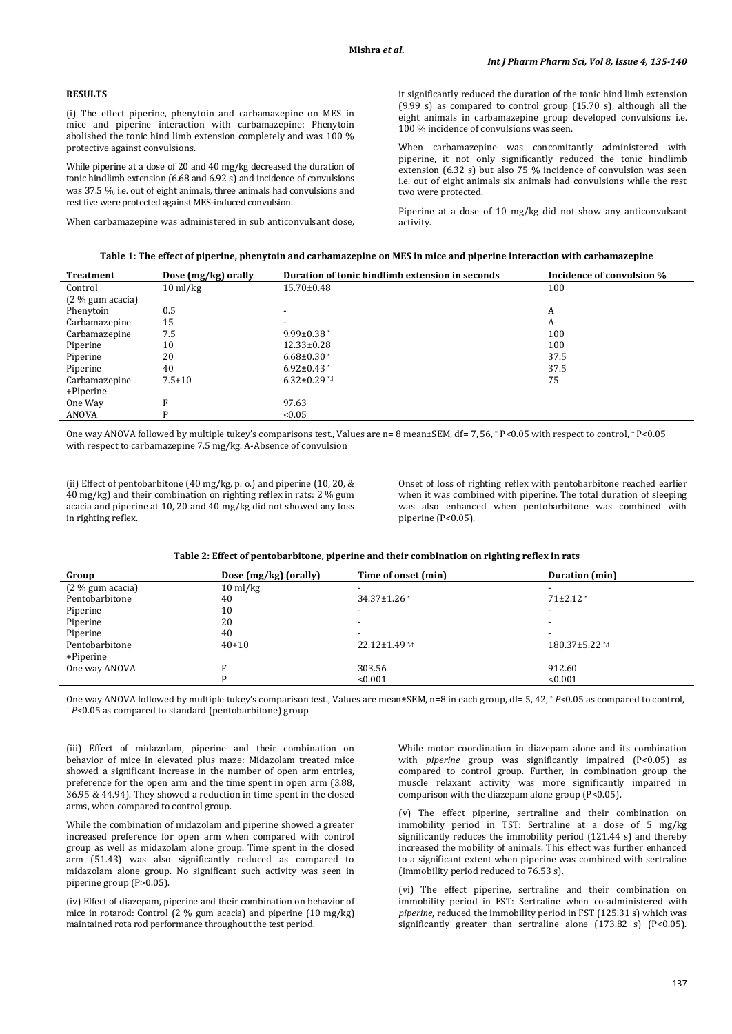## RESULTS

(i) The effect piperine, phenytoin and carbamazepine on MES in mice and piperine interaction with carbamazepine: Phenytoin abolished the tonic hind limb extension completely and was 100 % protective against convulsions.

While piperine at a dose of 20 and 40 mg/kg decreased the duration of tonic hindlimb extension (6.68 and 6.92 s) and incidence of convulsions was 37.5 %, i.e. out of eight animals, three animals had convulsions and rest five were protected against MES-induced convulsion.

When carbamazepine was administered in sub anticonvulsant dose, it significantly reduced the duration of the tonic hind limb extension (9.99 s) as compared to control group (15.70 s), although all the eight animals in carbamazepine group developed convulsions i.e. 100 % incidence of convulsions was seen.

When carbamazepine was concomitantly administered with piperine, it not only significantly reduced the tonic hindlimb extension (6.32 s) but also 75 % incidence of convulsion was seen i.e. out of eight animals six animals had convulsions while the rest two were protected.

Piperine at a dose of 10 mg/kg did not show any anticonvulsant activity.

**Table 1: The effect of piperine, phenytoin and carbamazepine on MES in mice and piperine interaction with carbamazepine**

| Treatment | Dose (mg/kg) orally | Duration of tonic hindlimb extension in seconds | Incidence of convulsion % |
|---|---|---|---|
| Control (2 % gum acacia) | 10 ml/kg | 15.70±0.48 | 100 |
| Phenytoin | 0.5 | - | A |
| Carbamazepine | 15 | - | A |
| Carbamazepine | 7.5 | 9.99±0.38 * | 100 |
| Piperine | 10 | 12.33±0.28 | 100 |
| Piperine | 20 | 6.68±0.30 * | 37.5 |
| Piperine | 40 | 6.92±0.43 * | 37.5 |
| Carbamazepine +Piperine | 7.5+10 | 6.32±0.29 *,† | 75 |
| One Way | F | 97.63 | |
| ANOVA | P | <0.05 | |

One way ANOVA followed by multiple tukey's comparisons test., Values are n= 8 mean±SEM, df= 7, 56, * P<0.05 with respect to control, † P<0.05 with respect to carbamazepine 7.5 mg/kg. A-Absence of convulsion

(ii) Effect of pentobarbitone (40 mg/kg, p. o.) and piperine (10, 20, & 40 mg/kg) and their combination on righting reflex in rats: 2 % gum acacia and piperine at 10, 20 and 40 mg/kg did not showed any loss in righting reflex.

Onset of loss of righting reflex with pentobarbitone reached earlier when it was combined with piperine. The total duration of sleeping was also enhanced when pentobarbitone was combined with piperine (P<0.05).

**Table 2: Effect of pentobarbitone, piperine and their combination on righting reflex in rats**

| Group | Dose (mg/kg) (orally) | Time of onset (min) | Duration (min) |
|---|---|---|---|
| (2 % gum acacia) | 10 ml/kg | - | - |
| Pentobarbitone | 40 | 34.37±1.26 * | 71±2.12 * |
| Piperine | 10 | - | - |
| Piperine | 20 | - | - |
| Piperine | 40 | - | - |
| Pentobarbitone +Piperine | 40+10 | 22.12±1.49 *,† | 180.37±5.22 *,† |
| One way ANOVA | F | 303.56 | 912.60 |
| | P | <0.001 | <0.001 |

One way ANOVA followed by multiple tukey's comparison test., Values are mean±SEM, n=8 in each group, df= 5, 42, * *P*<0.05 as compared to control, † *P*<0.05 as compared to standard (pentobarbitone) group

(iii) Effect of midazolam, piperine and their combination on behavior of mice in elevated plus maze: Midazolam treated mice showed a significant increase in the number of open arm entries, preference for the open arm and the time spent in open arm (3.88, 36.95 & 44.94). They showed a reduction in time spent in the closed arms, when compared to control group.

While the combination of midazolam and piperine showed a greater increased preference for open arm when compared with control group as well as midazolam alone group. Time spent in the closed arm (51.43) was also significantly reduced as compared to midazolam alone group. No significant such activity was seen in piperine group (P>0.05).

(iv) Effect of diazepam, piperine and their combination on behavior of mice in rotarod: Control (2 % gum acacia) and piperine (10 mg/kg) maintained rota rod performance throughout the test period.

While motor coordination in diazepam alone and its combination with *piperine* group was significantly impaired (P<0.05) as compared to control group. Further, in combination group the muscle relaxant activity was more significantly impaired in comparison with the diazepam alone group (P<0.05).

(v) The effect piperine, sertraline and their combination on immobility period in TST: Sertraline at a dose of 5 mg/kg significantly reduces the immobility period (121.44 s) and thereby increased the mobility of animals. This effect was further enhanced to a significant extent when piperine was combined with sertraline (immobility period reduced to 76.53 s).

(vi) The effect piperine, sertraline and their combination on immobility period in FST: Sertraline when co-administered with *piperine*, reduced the immobility period in FST (125.31 s) which was significantly greater than sertraline alone (173.82 s) (P<0.05).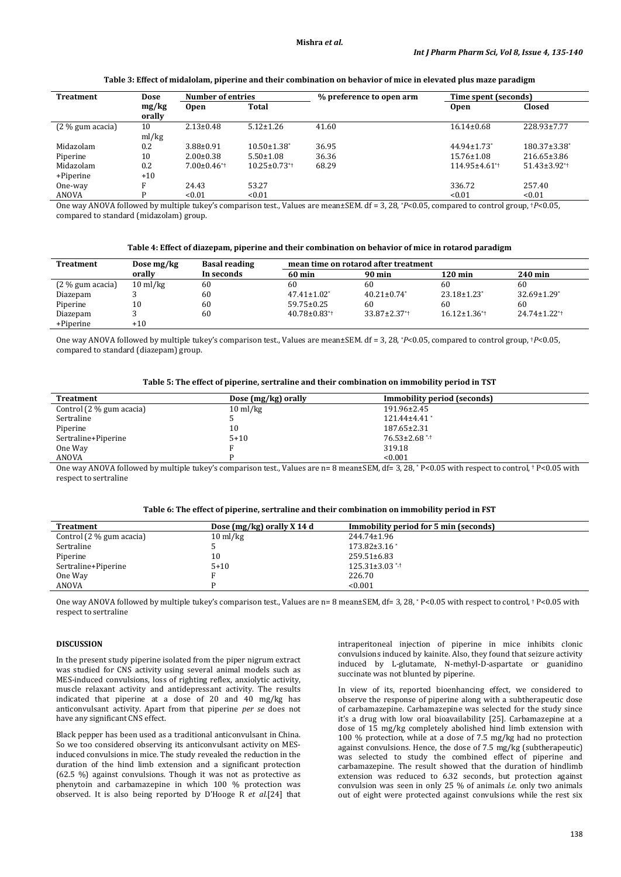**Table 3: Effect of midalolam, piperine and their combination on behavior of mice in elevated plus maze paradigm**

| Treatment | Dose mg/kg orally | Number of entries | | % preference to open arm | Time spent (seconds) | |
|---|---|---|---|---|---|---|
| | | Open | Total | | Open | Closed |
| (2 % gum acacia) | 10 ml/kg | 2.13±0.48 | 5.12±1.26 | 41.60 | 16.14±0.68 | 228.93±7.77 |
| Midazolam | 0.2 | 3.88±0.91 | 10.50±1.38* | 36.95 | 44.94±1.73* | 180.37±3.38* |
| Piperine | 10 | 2.00±0.38 | 5.50±1.08 | 36.36 | 15.76±1.08 | 216.65±3.86 |
| Midazolam +Piperine | 0.2 +10 | 7.00±0.46*† | 10.25±0.73*† | 68.29 | 114.95±4.61*† | 51.43±3.92*† |
| One-way ANOVA | F P | 24.43 <0.01 | 53.27 <0.01 | | 336.72 <0.01 | 257.40 <0.01 |

One way ANOVA followed by multiple tukey's comparison test., Values are mean±SEM. df = 3, 28, *$P$<0.05, compared to control group, †$P$<0.05, compared to standard (midazolam) group.

**Table 4: Effect of diazepam, piperine and their combination on behavior of mice in rotarod paradigm**

| Treatment | Dose mg/kg orally | Basal reading In seconds | mean time on rotarod after treatment | | | |
|---|---|---|---|---|---|---|
| | | | 60 min | 90 min | 120 min | 240 min |
| (2 % gum acacia) | 10 ml/kg | 60 | 60 | 60 | 60 | 60 |
| Diazepam | 3 | 60 | 47.41±1.02* | 40.21±0.74* | 23.18±1.23* | 32.69±1.29* |
| Piperine | 10 | 60 | 59.75±0.25 | 60 | 60 | 60 |
| Diazepam +Piperine | 3 +10 | 60 | 40.78±0.83*† | 33.87±2.37*† | 16.12±1.36*† | 24.74±1.22*† |

One way ANOVA followed by multiple tukey's comparison test., Values are mean±SEM. df = 3, 28, *$P$<0.05, compared to control group, †$P$<0.05, compared to standard (diazepam) group.

**Table 5: The effect of piperine, sertraline and their combination on immobility period in TST**

| Treatment | Dose (mg/kg) orally | Immobility period (seconds) |
|---|---|---|
| Control (2 % gum acacia) | 10 ml/kg | 191.96±2.45 |
| Sertraline | 5 | 121.44±4.41 * |
| Piperine | 10 | 187.65±2.31 |
| Sertraline+Piperine | 5+10 | 76.53±2.68 *,† |
| One Way | F | 319.18 |
| ANOVA | P | <0.001 |

One way ANOVA followed by multiple tukey's comparison test., Values are n= 8 mean±SEM, df= 3, 28, * P<0.05 with respect to control, † P<0.05 with respect to sertraline

**Table 6: The effect of piperine, sertraline and their combination on immobility period in FST**

| Treatment | Dose (mg/kg) orally X 14 d | Immobility period for 5 min (seconds) |
|---|---|---|
| Control (2 % gum acacia) | 10 ml/kg | 244.74±1.96 |
| Sertraline | 5 | 173.82±3.16 * |
| Piperine | 10 | 259.51±6.83 |
| Sertraline+Piperine | 5+10 | 125.31±3.03 *,† |
| One Way | F | 226.70 |
| ANOVA | P | <0.001 |

One way ANOVA followed by multiple tukey's comparison test., Values are n= 8 mean±SEM, df= 3, 28, * P<0.05 with respect to control, † P<0.05 with respect to sertraline

## DISCUSSION

In the present study piperine isolated from the piper nigrum extract was studied for CNS activity using several animal models such as MES-induced convulsions, loss of righting reflex, anxiolytic activity, muscle relaxant activity and antidepressant activity. The results indicated that piperine at a dose of 20 and 40 mg/kg has anticonvulsant activity. Apart from that piperine *per se* does not have any significant CNS effect.

Black pepper has been used as a traditional anticonvulsant in China. So we too considered observing its anticonvulsant activity on MES-induced convulsions in mice. The study revealed the reduction in the duration of the hind limb extension and a significant protection (62.5 %) against convulsions. Though it was not as protective as phenytoin and carbamazepine in which 100 % protection was observed. It is also being reported by D'Hooge R *et al.*[24] that intraperitoneal injection of piperine in mice inhibits clonic convulsions induced by kainite. Also, they found that seizure activity induced by L-glutamate, N-methyl-D-aspartate or guanidino succinate was not blunted by piperine.

In view of its, reported bioenhancing effect, we considered to observe the response of piperine along with a subtherapeutic dose of carbamazepine. Carbamazepine was selected for the study since it's a drug with low oral bioavailability [25]. Carbamazepine at a dose of 15 mg/kg completely abolished hind limb extension with 100 % protection, while at a dose of 7.5 mg/kg had no protection against convulsions. Hence, the dose of 7.5 mg/kg (subtherapeutic) was selected to study the combined effect of piperine and carbamazepine. The result showed that the duration of hindlimb extension was reduced to 6.32 seconds, but protection against convulsion was seen in only 25 % of animals *i.e.* only two animals out of eight were protected against convulsions while the rest six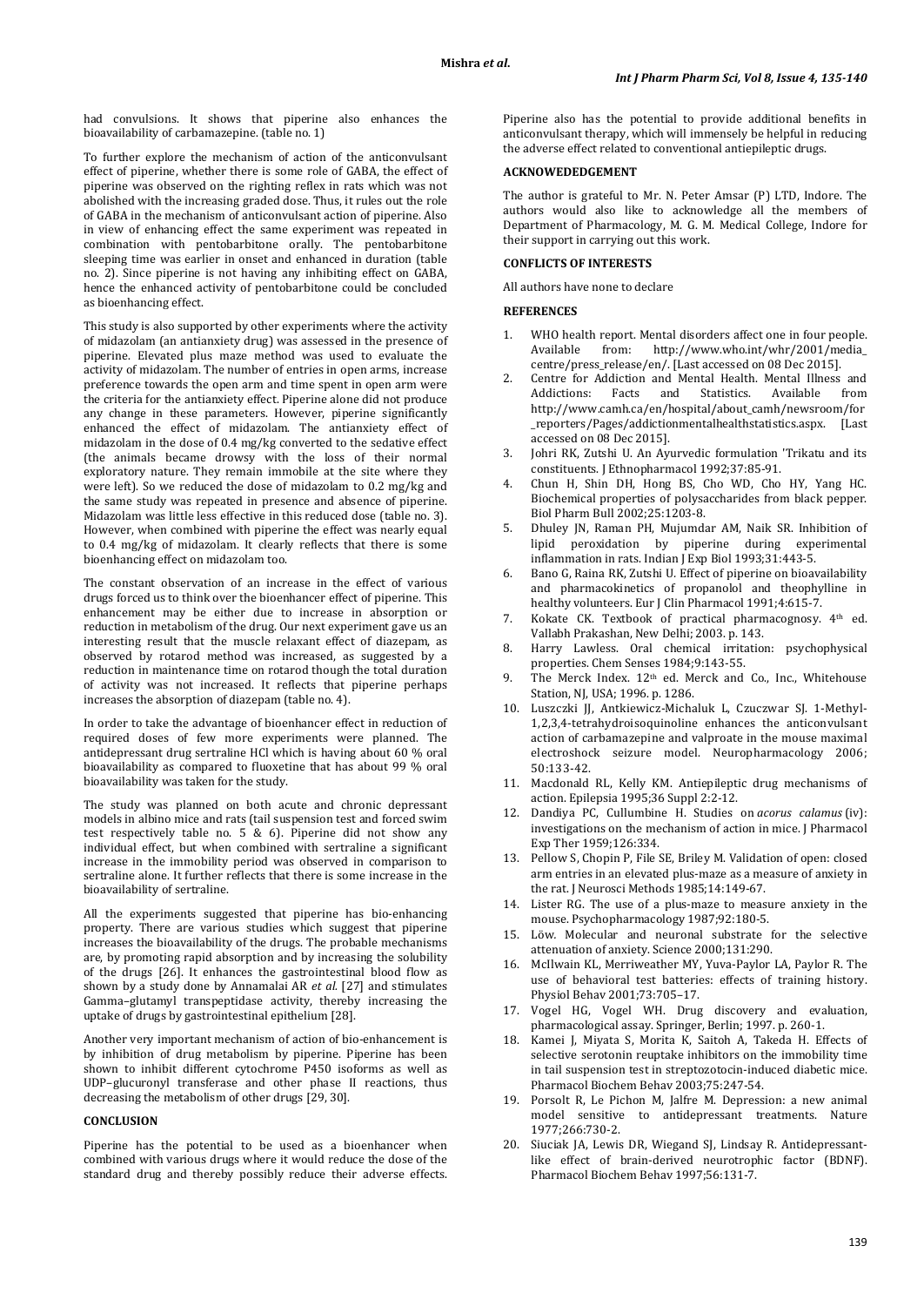had convulsions. It shows that piperine also enhances the bioavailability of carbamazepine. (table no. 1)

To further explore the mechanism of action of the anticonvulsant effect of piperine, whether there is some role of GABA, the effect of piperine was observed on the righting reflex in rats which was not abolished with the increasing graded dose. Thus, it rules out the role of GABA in the mechanism of anticonvulsant action of piperine. Also in view of enhancing effect the same experiment was repeated in combination with pentobarbitone orally. The pentobarbitone sleeping time was earlier in onset and enhanced in duration (table no. 2). Since piperine is not having any inhibiting effect on GABA, hence the enhanced activity of pentobarbitone could be concluded as bioenhancing effect.

This study is also supported by other experiments where the activity of midazolam (an antianxiety drug) was assessed in the presence of piperine. Elevated plus maze method was used to evaluate the activity of midazolam. The number of entries in open arms, increase preference towards the open arm and time spent in open arm were the criteria for the antianxiety effect. Piperine alone did not produce any change in these parameters. However, piperine significantly enhanced the effect of midazolam. The antianxiety effect of midazolam in the dose of 0.4 mg/kg converted to the sedative effect (the animals became drowsy with the loss of their normal exploratory nature. They remain immobile at the site where they were left). So we reduced the dose of midazolam to 0.2 mg/kg and the same study was repeated in presence and absence of piperine. Midazolam was little less effective in this reduced dose (table no. 3). However, when combined with piperine the effect was nearly equal to 0.4 mg/kg of midazolam. It clearly reflects that there is some bioenhancing effect on midazolam too.

The constant observation of an increase in the effect of various drugs forced us to think over the bioenhancer effect of piperine. This enhancement may be either due to increase in absorption or reduction in metabolism of the drug. Our next experiment gave us an interesting result that the muscle relaxant effect of diazepam, as observed by rotarod method was increased, as suggested by a reduction in maintenance time on rotarod though the total duration of activity was not increased. It reflects that piperine perhaps increases the absorption of diazepam (table no. 4).

In order to take the advantage of bioenhancer effect in reduction of required doses of few more experiments were planned. The antidepressant drug sertraline HCl which is having about 60 % oral bioavailability as compared to fluoxetine that has about 99 % oral bioavailability was taken for the study.

The study was planned on both acute and chronic depressant models in albino mice and rats (tail suspension test and forced swim test respectively table no. 5 & 6). Piperine did not show any individual effect, but when combined with sertraline a significant increase in the immobility period was observed in comparison to sertraline alone. It further reflects that there is some increase in the bioavailability of sertraline.

All the experiments suggested that piperine has bio-enhancing property. There are various studies which suggest that piperine increases the bioavailability of the drugs. The probable mechanisms are, by promoting rapid absorption and by increasing the solubility of the drugs [26]. It enhances the gastrointestinal blood flow as shown by a study done by Annamalai AR *et al.* [27] and stimulates Gamma–glutamyl transpeptidase activity, thereby increasing the uptake of drugs by gastrointestinal epithelium [28].

Another very important mechanism of action of bio-enhancement is by inhibition of drug metabolism by piperine. Piperine has been shown to inhibit different cytochrome P450 isoforms as well as UDP–glucuronyl transferase and other phase II reactions, thus decreasing the metabolism of other drugs [29, 30].

## CONCLUSION

Piperine has the potential to be used as a bioenhancer when combined with various drugs where it would reduce the dose of the standard drug and thereby possibly reduce their adverse effects. Piperine also has the potential to provide additional benefits in anticonvulsant therapy, which will immensely be helpful in reducing the adverse effect related to conventional antiepileptic drugs.

## ACKNOWEDEDGEMENT

The author is grateful to Mr. N. Peter Amsar (P) LTD, Indore. The authors would also like to acknowledge all the members of Department of Pharmacology, M. G. M. Medical College, Indore for their support in carrying out this work.

## CONFLICTS OF INTERESTS

All authors have none to declare

## REFERENCES

1. WHO health report. Mental disorders affect one in four people. Available from: http://www.who.int/whr/2001/media_centre/press_release/en/. [Last accessed on 08 Dec 2015].
2. Centre for Addiction and Mental Health. Mental Illness and Addictions: Facts and Statistics. Available from http://www.camh.ca/en/hospital/about_camh/newsroom/for_reporters/Pages/addictionmentalhealthstatistics.aspx. [Last accessed on 08 Dec 2015].
3. Johri RK, Zutshi U. An Ayurvedic formulation 'Trikatu and its constituents. J Ethnopharmacol 1992;37:85-91.
4. Chun H, Shin DH, Hong BS, Cho WD, Cho HY, Yang HC. Biochemical properties of polysaccharides from black pepper. Biol Pharm Bull 2002;25:1203-8.
5. Dhuley JN, Raman PH, Mujumdar AM, Naik SR. Inhibition of lipid peroxidation by piperine during experimental inflammation in rats. Indian J Exp Biol 1993;31:443-5.
6. Bano G, Raina RK, Zutshi U. Effect of piperine on bioavailability and pharmacokinetics of propanolol and theophylline in healthy volunteers. Eur J Clin Pharmacol 1991;4:615-7.
7. Kokate CK. Textbook of practical pharmacognosy. 4th ed. Vallabh Prakashan, New Delhi; 2003. p. 143.
8. Harry Lawless. Oral chemical irritation: psychophysical properties. Chem Senses 1984;9:143-55.
9. The Merck Index. 12th ed. Merck and Co., Inc., Whitehouse Station, NJ, USA; 1996. p. 1286.
10. Luszczki JJ, Antkiewicz-Michaluk L, Czuczwar SJ. 1-Methyl-1,2,3,4-tetrahydroisoquinoline enhances the anticonvulsant action of carbamazepine and valproate in the mouse maximal electroshock seizure model. Neuropharmacology 2006; 50:133-42.
11. Macdonald RL, Kelly KM. Antiepileptic drug mechanisms of action. Epilepsia 1995;36 Suppl 2:2-12.
12. Dandiya PC, Cullumbine H. Studies on *acorus calamus* (iv): investigations on the mechanism of action in mice. J Pharmacol Exp Ther 1959;126:334.
13. Pellow S, Chopin P, File SE, Briley M. Validation of open: closed arm entries in an elevated plus-maze as a measure of anxiety in the rat. J Neurosci Methods 1985;14:149-67.
14. Lister RG. The use of a plus-maze to measure anxiety in the mouse. Psychopharmacology 1987;92:180-5.
15. Löw. Molecular and neuronal substrate for the selective attenuation of anxiety. Science 2000;131:290.
16. McIlwain KL, Merriweather MY, Yuva-Paylor LA, Paylor R. The use of behavioral test batteries: effects of training history. Physiol Behav 2001;73:705–17.
17. Vogel HG, Vogel WH. Drug discovery and evaluation, pharmacological assay. Springer, Berlin; 1997. p. 260-1.
18. Kamei J, Miyata S, Morita K, Saitoh A, Takeda H. Effects of selective serotonin reuptake inhibitors on the immobility time in tail suspension test in streptozotocin-induced diabetic mice. Pharmacol Biochem Behav 2003;75:247-54.
19. Porsolt R, Le Pichon M, Jalfre M. Depression: a new animal model sensitive to antidepressant treatments. Nature 1977;266:730-2.
20. Siuciak JA, Lewis DR, Wiegand SJ, Lindsay R. Antidepressant-like effect of brain-derived neurotrophic factor (BDNF). Pharmacol Biochem Behav 1997;56:131-7.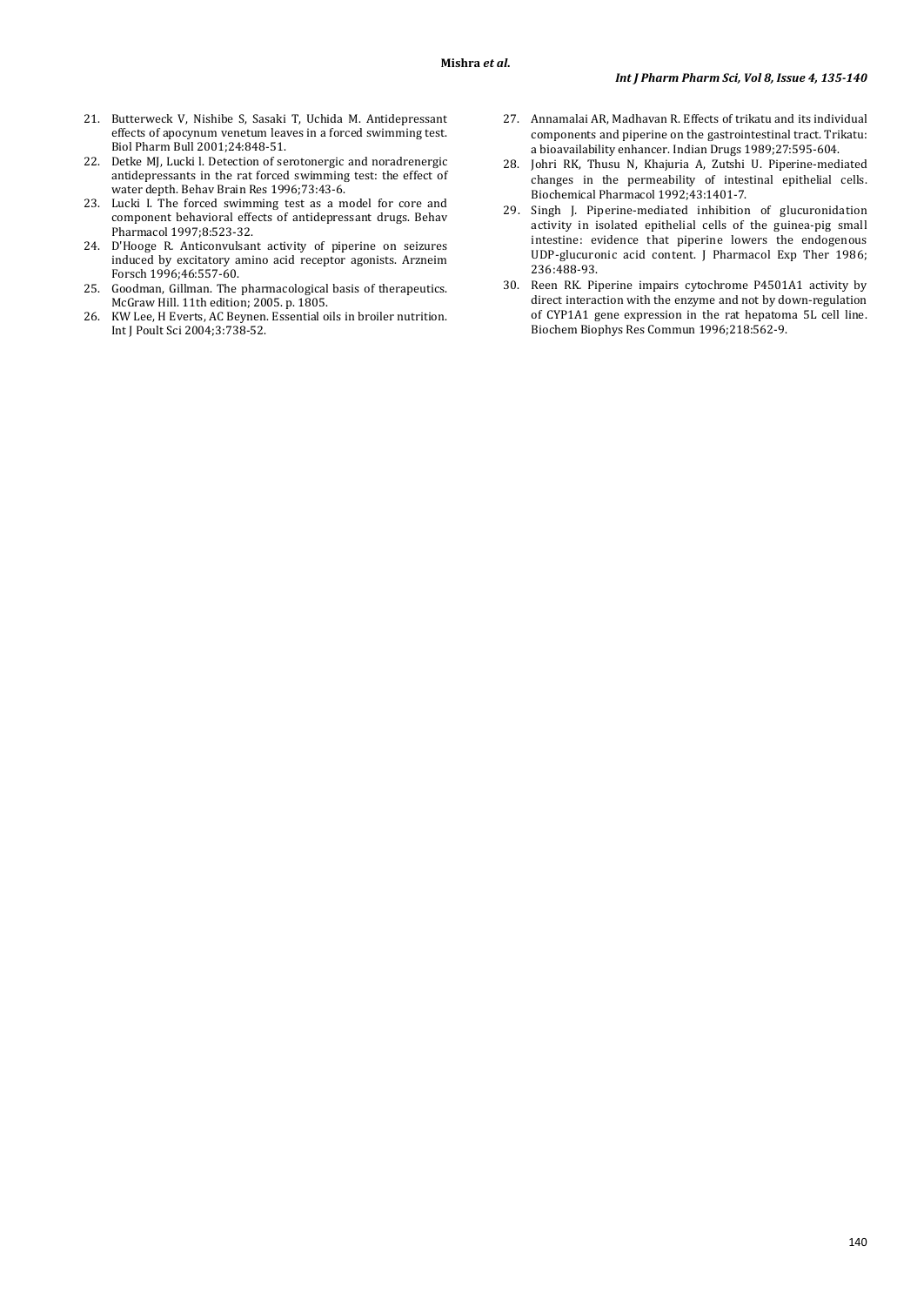21. Butterweck V, Nishibe S, Sasaki T, Uchida M. Antidepressant effects of apocynum venetum leaves in a forced swimming test. Biol Pharm Bull 2001;24:848-51.
22. Detke MJ, Lucki I. Detection of serotonergic and noradrenergic antidepressants in the rat forced swimming test: the effect of water depth. Behav Brain Res 1996;73:43-6.
23. Lucki I. The forced swimming test as a model for core and component behavioral effects of antidepressant drugs. Behav Pharmacol 1997;8:523-32.
24. D'Hooge R. Anticonvulsant activity of piperine on seizures induced by excitatory amino acid receptor agonists. Arzneim Forsch 1996;46:557-60.
25. Goodman, Gillman. The pharmacological basis of therapeutics. McGraw Hill. 11th edition; 2005. p. 1805.
26. KW Lee, H Everts, AC Beynen. Essential oils in broiler nutrition. Int J Poult Sci 2004;3:738-52.
27. Annamalai AR, Madhavan R. Effects of trikatu and its individual components and piperine on the gastrointestinal tract. Trikatu: a bioavailability enhancer. Indian Drugs 1989;27:595-604.
28. Johri RK, Thusu N, Khajuria A, Zutshi U. Piperine-mediated changes in the permeability of intestinal epithelial cells. Biochemical Pharmacol 1992;43:1401-7.
29. Singh J. Piperine-mediated inhibition of glucuronidation activity in isolated epithelial cells of the guinea-pig small intestine: evidence that piperine lowers the endogenous UDP-glucuronic acid content. J Pharmacol Exp Ther 1986; 236:488-93.
30. Reen RK. Piperine impairs cytochrome P4501A1 activity by direct interaction with the enzyme and not by down-regulation of CYP1A1 gene expression in the rat hepatoma 5L cell line. Biochem Biophys Res Commun 1996;218:562-9.